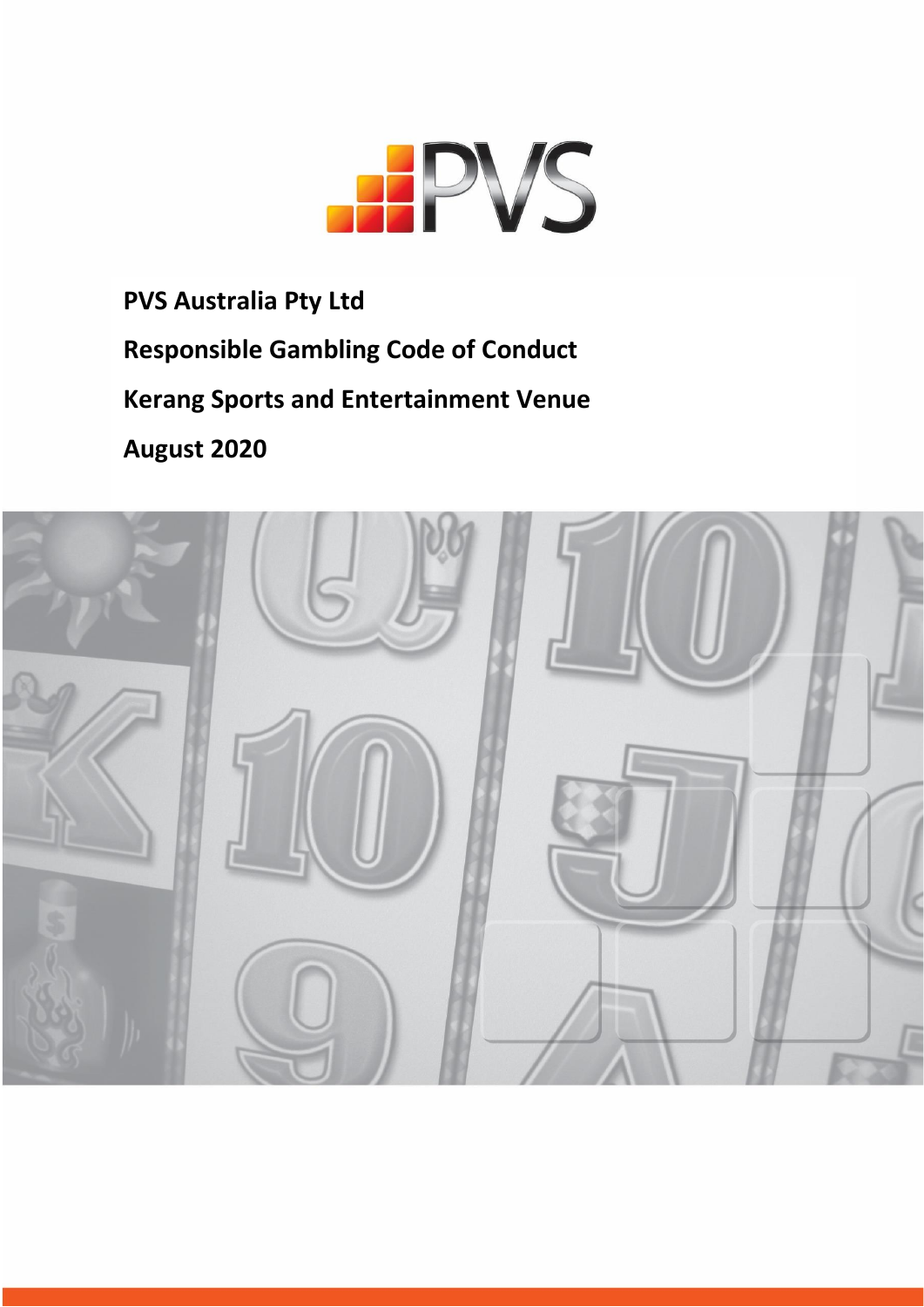PVS

**PVS Australia Pty Ltd**

**Responsible Gambling Code of Conduct**

**Kerang Sports and Entertainment Venue**

**August 2020**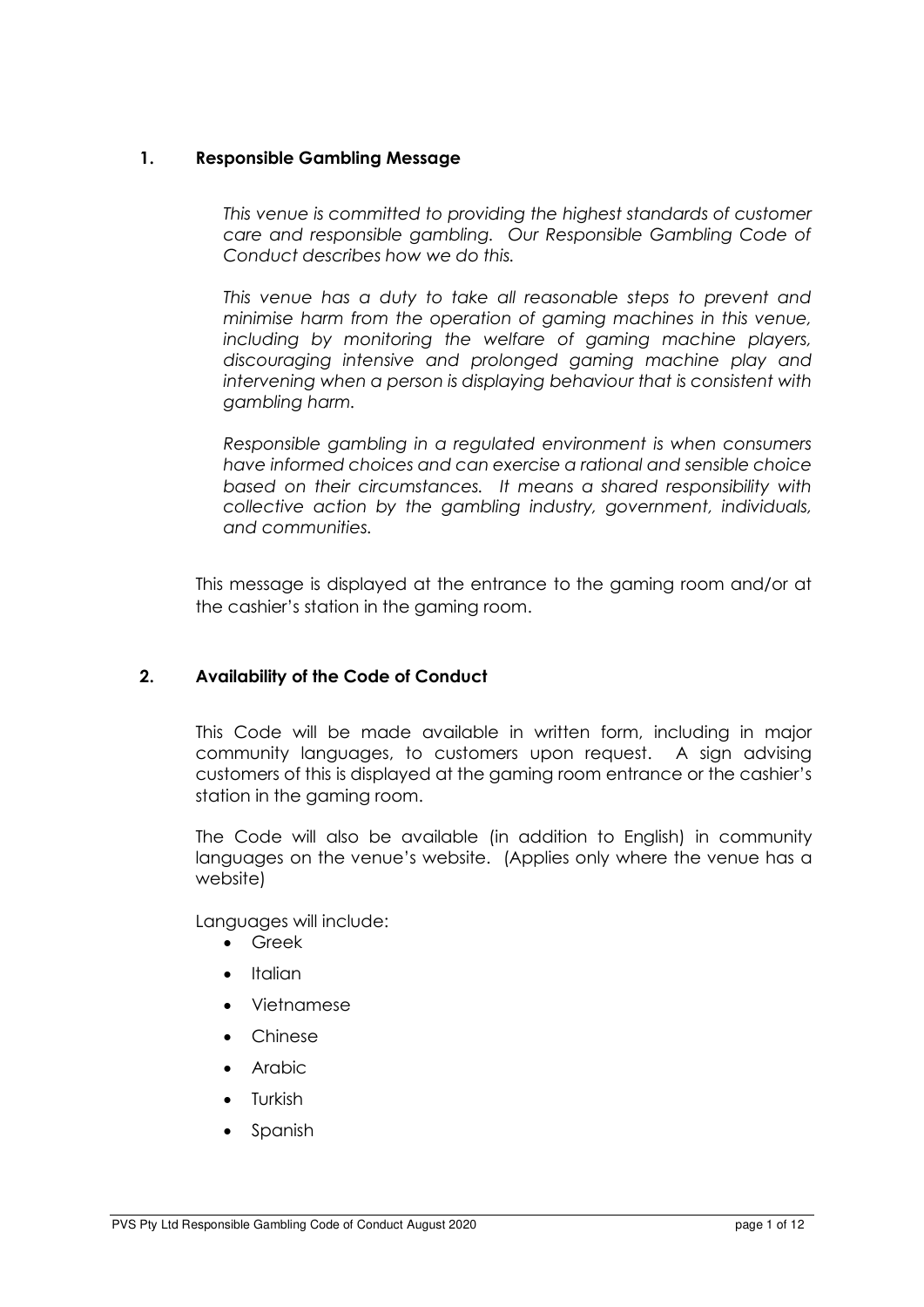## 1. Responsible Gambling Message

*This venue is committed to providing the highest standards of customer care and responsible gambling. Our Responsible Gambling Code of Conduct describes how we do this.*

*This venue has a duty to take all reasonable steps to prevent and minimise harm from the operation of gaming machines in this venue, including by monitoring the welfare of gaming machine players, discouraging intensive and prolonged gaming machine play and intervening when a person is displaying behaviour that is consistent with gambling harm.*

*Responsible gambling in a regulated environment is when consumers have informed choices and can exercise a rational and sensible choice based on their circumstances. It means a shared responsibility with collective action by the gambling industry, government, individuals, and communities.*

This message is displayed at the entrance to the gaming room and/or at the cashier's station in the gaming room.

## 2. Availability of the Code of Conduct

This Code will be made available in written form, including in major community languages, to customers upon request. A sign advising customers of this is displayed at the gaming room entrance or the cashier's station in the gaming room.

The Code will also be available (in addition to English) in community languages on the venue's website. (Applies only where the venue has a website)

Languages will include:

- Greek
- Italian
- Vietnamese
- Chinese
- Arabic
- Turkish
- Spanish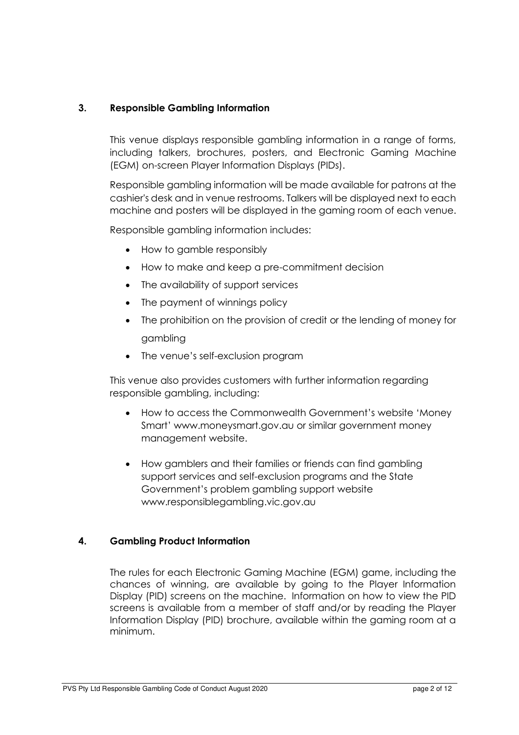## 3. Responsible Gambling Information

This venue displays responsible gambling information in a range of forms, including talkers, brochures, posters, and Electronic Gaming Machine (EGM) on-screen Player Information Displays (PIDs).

Responsible gambling information will be made available for patrons at the cashier's desk and in venue restrooms. Talkers will be displayed next to each machine and posters will be displayed in the gaming room of each venue.

Responsible gambling information includes:

- How to gamble responsibly
- How to make and keep a pre-commitment decision
- The availability of support services
- The payment of winnings policy
- The prohibition on the provision of credit or the lending of money for gambling
- The venue's self-exclusion program

This venue also provides customers with further information regarding responsible gambling, including:

- How to access the Commonwealth Government's website 'Money Smart' www.moneysmart.gov.au or similar government money management website.
- How gamblers and their families or friends can find gambling support services and self-exclusion programs and the State Government's problem gambling support website www.responsiblegambling.vic.gov.au

## 4. Gambling Product Information

The rules for each Electronic Gaming Machine (EGM) game, including the chances of winning, are available by going to the Player Information Display (PID) screens on the machine. Information on how to view the PID screens is available from a member of staff and/or by reading the Player Information Display (PID) brochure, available within the gaming room at a minimum.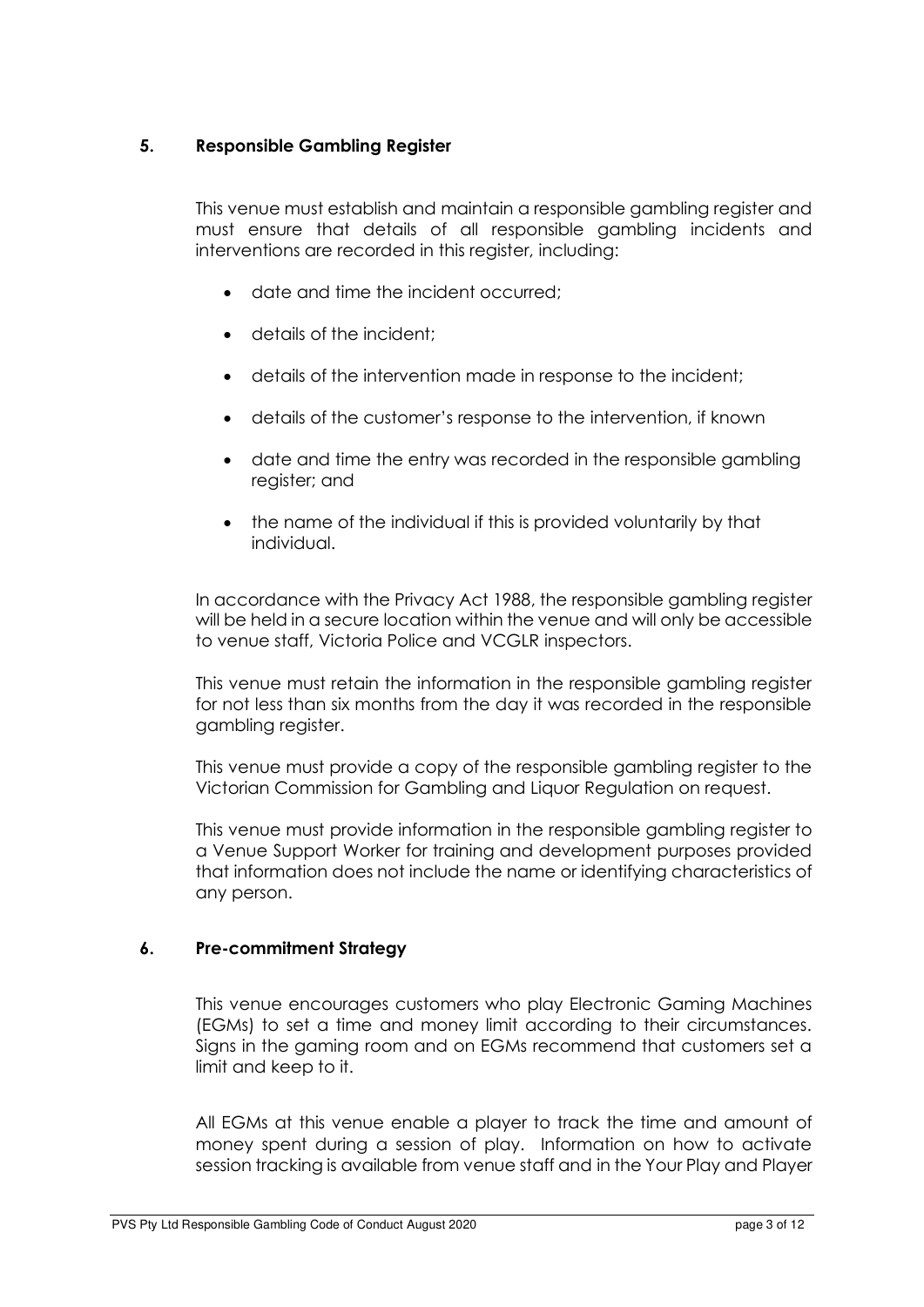## 5. Responsible Gambling Register

This venue must establish and maintain a responsible gambling register and must ensure that details of all responsible gambling incidents and interventions are recorded in this register, including:

- date and time the incident occurred;
- details of the incident;
- details of the intervention made in response to the incident;
- details of the customer's response to the intervention, if known
- date and time the entry was recorded in the responsible gambling register; and
- the name of the individual if this is provided voluntarily by that individual.

In accordance with the Privacy Act 1988, the responsible gambling register will be held in a secure location within the venue and will only be accessible to venue staff, Victoria Police and VCGLR inspectors.

This venue must retain the information in the responsible gambling register for not less than six months from the day it was recorded in the responsible gambling register.

This venue must provide a copy of the responsible gambling register to the Victorian Commission for Gambling and Liquor Regulation on request.

This venue must provide information in the responsible gambling register to a Venue Support Worker for training and development purposes provided that information does not include the name or identifying characteristics of any person.

## 6. Pre-commitment Strategy

This venue encourages customers who play Electronic Gaming Machines (EGMs) to set a time and money limit according to their circumstances. Signs in the gaming room and on EGMs recommend that customers set a limit and keep to it.

All EGMs at this venue enable a player to track the time and amount of money spent during a session of play. Information on how to activate session tracking is available from venue staff and in the Your Play and Player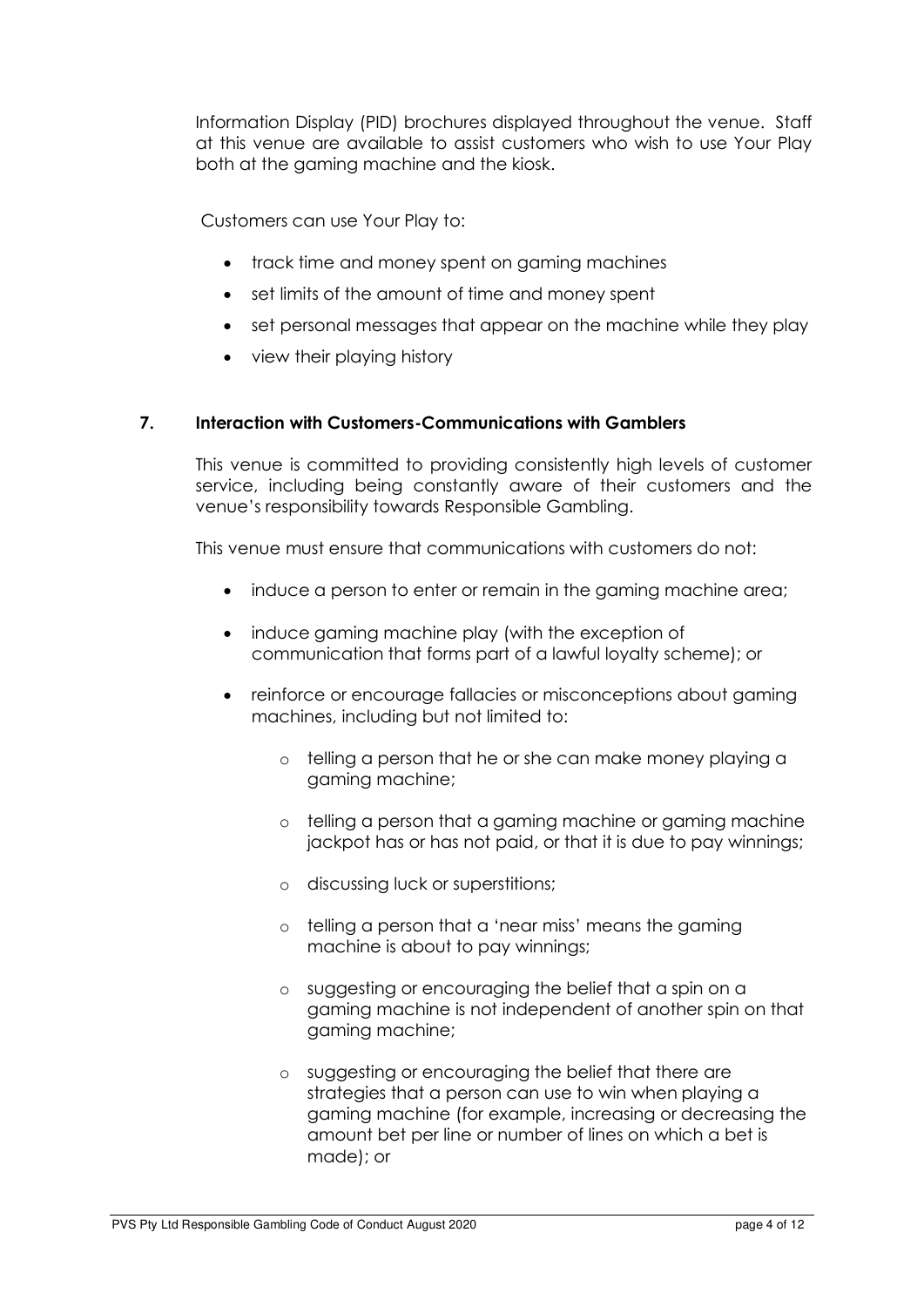Information Display (PID) brochures displayed throughout the venue. Staff at this venue are available to assist customers who wish to use Your Play both at the gaming machine and the kiosk.

Customers can use Your Play to:

- track time and money spent on gaming machines
- set limits of the amount of time and money spent
- set personal messages that appear on the machine while they play
- view their playing history

### 7. Interaction with Customers-Communications with Gamblers

This venue is committed to providing consistently high levels of customer service, including being constantly aware of their customers and the venue's responsibility towards Responsible Gambling.

This venue must ensure that communications with customers do not:

- induce a person to enter or remain in the gaming machine area;
- induce gaming machine play (with the exception of communication that forms part of a lawful loyalty scheme); or
- reinforce or encourage fallacies or misconceptions about gaming machines, including but not limited to:
    - telling a person that he or she can make money playing a gaming machine;
    - telling a person that a gaming machine or gaming machine jackpot has or has not paid, or that it is due to pay winnings;
    - discussing luck or superstitions;
    - telling a person that a 'near miss' means the gaming machine is about to pay winnings;
    - suggesting or encouraging the belief that a spin on a gaming machine is not independent of another spin on that gaming machine;
    - suggesting or encouraging the belief that there are strategies that a person can use to win when playing a gaming machine (for example, increasing or decreasing the amount bet per line or number of lines on which a bet is made); or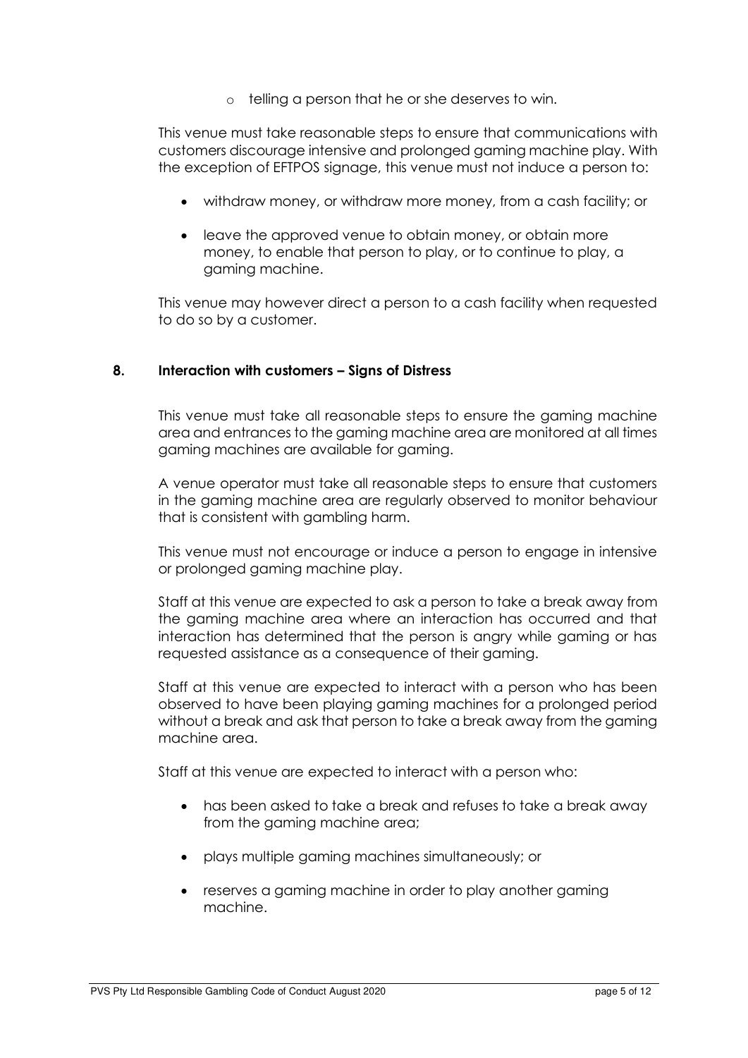- telling a person that he or she deserves to win.

This venue must take reasonable steps to ensure that communications with customers discourage intensive and prolonged gaming machine play. With the exception of EFTPOS signage, this venue must not induce a person to:

- withdraw money, or withdraw more money, from a cash facility; or
- leave the approved venue to obtain money, or obtain more money, to enable that person to play, or to continue to play, a gaming machine.

This venue may however direct a person to a cash facility when requested to do so by a customer.

## 8. Interaction with customers – Signs of Distress

This venue must take all reasonable steps to ensure the gaming machine area and entrances to the gaming machine area are monitored at all times gaming machines are available for gaming.

A venue operator must take all reasonable steps to ensure that customers in the gaming machine area are regularly observed to monitor behaviour that is consistent with gambling harm.

This venue must not encourage or induce a person to engage in intensive or prolonged gaming machine play.

Staff at this venue are expected to ask a person to take a break away from the gaming machine area where an interaction has occurred and that interaction has determined that the person is angry while gaming or has requested assistance as a consequence of their gaming.

Staff at this venue are expected to interact with a person who has been observed to have been playing gaming machines for a prolonged period without a break and ask that person to take a break away from the gaming machine area.

Staff at this venue are expected to interact with a person who:

- has been asked to take a break and refuses to take a break away from the gaming machine area;
- plays multiple gaming machines simultaneously; or
- reserves a gaming machine in order to play another gaming machine.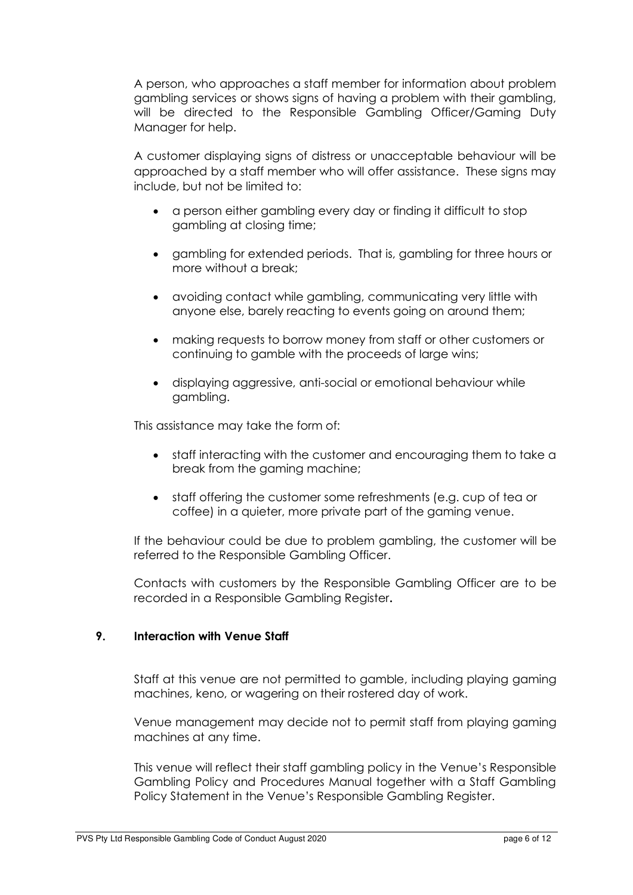A person, who approaches a staff member for information about problem gambling services or shows signs of having a problem with their gambling, will be directed to the Responsible Gambling Officer/Gaming Duty Manager for help.

A customer displaying signs of distress or unacceptable behaviour will be approached by a staff member who will offer assistance. These signs may include, but not be limited to:

- a person either gambling every day or finding it difficult to stop gambling at closing time;
- gambling for extended periods. That is, gambling for three hours or more without a break;
- avoiding contact while gambling, communicating very little with anyone else, barely reacting to events going on around them;
- making requests to borrow money from staff or other customers or continuing to gamble with the proceeds of large wins;
- displaying aggressive, anti-social or emotional behaviour while gambling.

This assistance may take the form of:

- staff interacting with the customer and encouraging them to take a break from the gaming machine;
- staff offering the customer some refreshments (e.g. cup of tea or coffee) in a quieter, more private part of the gaming venue.

If the behaviour could be due to problem gambling, the customer will be referred to the Responsible Gambling Officer.

Contacts with customers by the Responsible Gambling Officer are to be recorded in a Responsible Gambling Register**.**

## 9. Interaction with Venue Staff

Staff at this venue are not permitted to gamble, including playing gaming machines, keno, or wagering on their rostered day of work.

Venue management may decide not to permit staff from playing gaming machines at any time.

This venue will reflect their staff gambling policy in the Venue's Responsible Gambling Policy and Procedures Manual together with a Staff Gambling Policy Statement in the Venue's Responsible Gambling Register.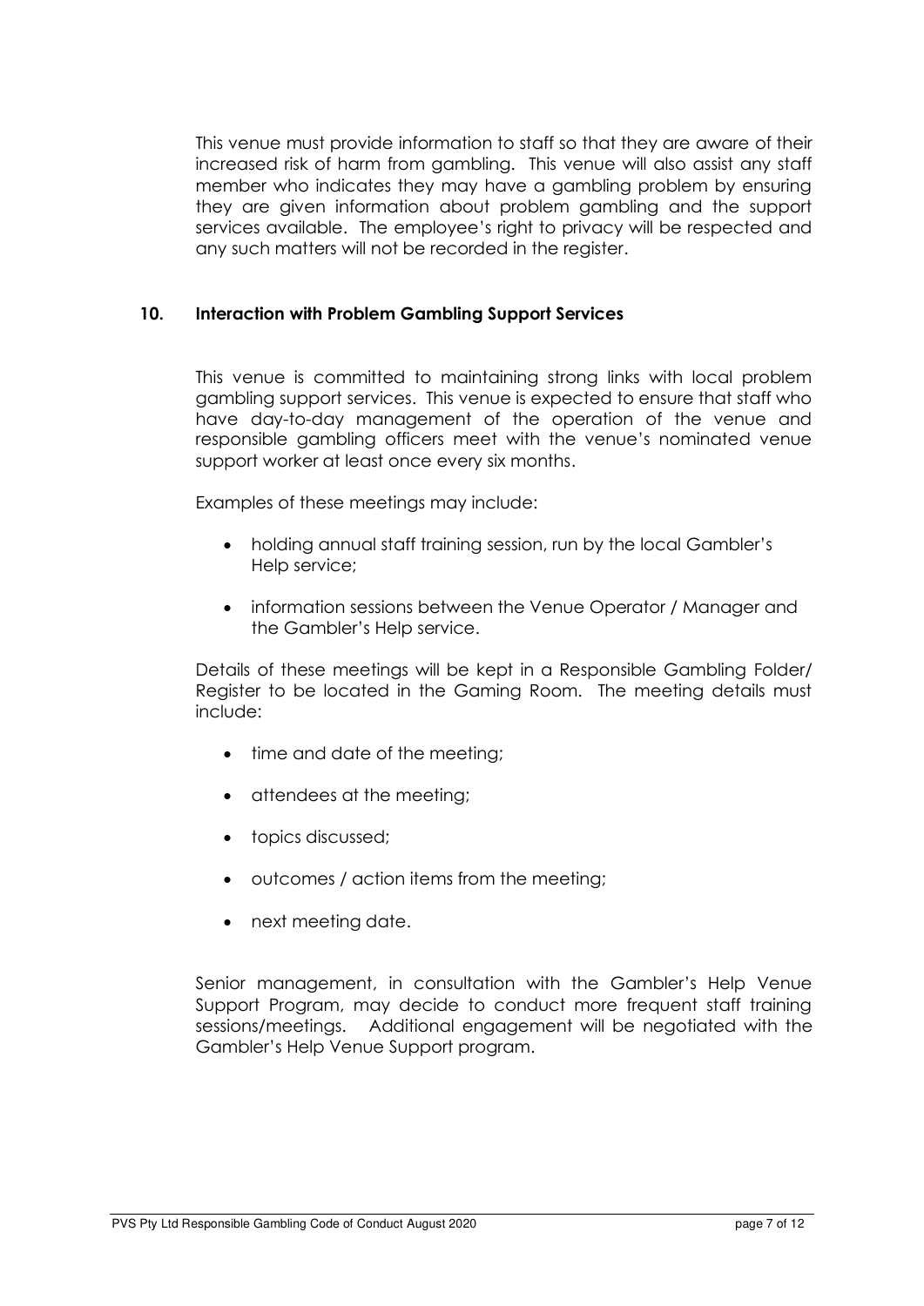This venue must provide information to staff so that they are aware of their increased risk of harm from gambling. This venue will also assist any staff member who indicates they may have a gambling problem by ensuring they are given information about problem gambling and the support services available. The employee's right to privacy will be respected and any such matters will not be recorded in the register.

## 10. Interaction with Problem Gambling Support Services

This venue is committed to maintaining strong links with local problem gambling support services. This venue is expected to ensure that staff who have day-to-day management of the operation of the venue and responsible gambling officers meet with the venue's nominated venue support worker at least once every six months.

Examples of these meetings may include:

- holding annual staff training session, run by the local Gambler's Help service;
- information sessions between the Venue Operator / Manager and the Gambler's Help service.

Details of these meetings will be kept in a Responsible Gambling Folder/ Register to be located in the Gaming Room. The meeting details must include:

- time and date of the meeting;
- attendees at the meeting;
- topics discussed;
- outcomes / action items from the meeting;
- next meeting date.

Senior management, in consultation with the Gambler's Help Venue Support Program, may decide to conduct more frequent staff training sessions/meetings. Additional engagement will be negotiated with the Gambler's Help Venue Support program.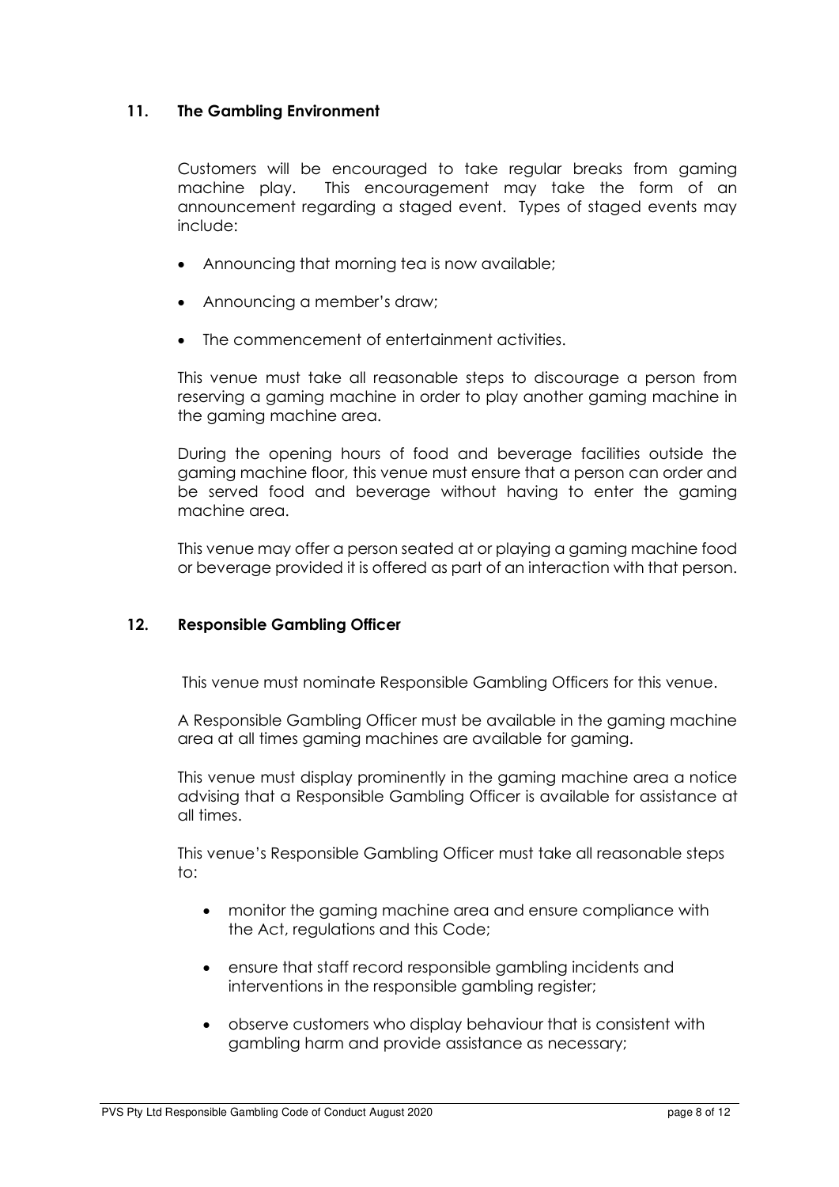## 11. The Gambling Environment

Customers will be encouraged to take regular breaks from gaming machine play. This encouragement may take the form of an announcement regarding a staged event. Types of staged events may include:

- Announcing that morning tea is now available;
- Announcing a member's draw;
- The commencement of entertainment activities.

This venue must take all reasonable steps to discourage a person from reserving a gaming machine in order to play another gaming machine in the gaming machine area.

During the opening hours of food and beverage facilities outside the gaming machine floor, this venue must ensure that a person can order and be served food and beverage without having to enter the gaming machine area.

This venue may offer a person seated at or playing a gaming machine food or beverage provided it is offered as part of an interaction with that person.

## 12. Responsible Gambling Officer

This venue must nominate Responsible Gambling Officers for this venue.

A Responsible Gambling Officer must be available in the gaming machine area at all times gaming machines are available for gaming.

This venue must display prominently in the gaming machine area a notice advising that a Responsible Gambling Officer is available for assistance at all times.

This venue's Responsible Gambling Officer must take all reasonable steps to:

- monitor the gaming machine area and ensure compliance with the Act, regulations and this Code;
- ensure that staff record responsible gambling incidents and interventions in the responsible gambling register;
- observe customers who display behaviour that is consistent with gambling harm and provide assistance as necessary;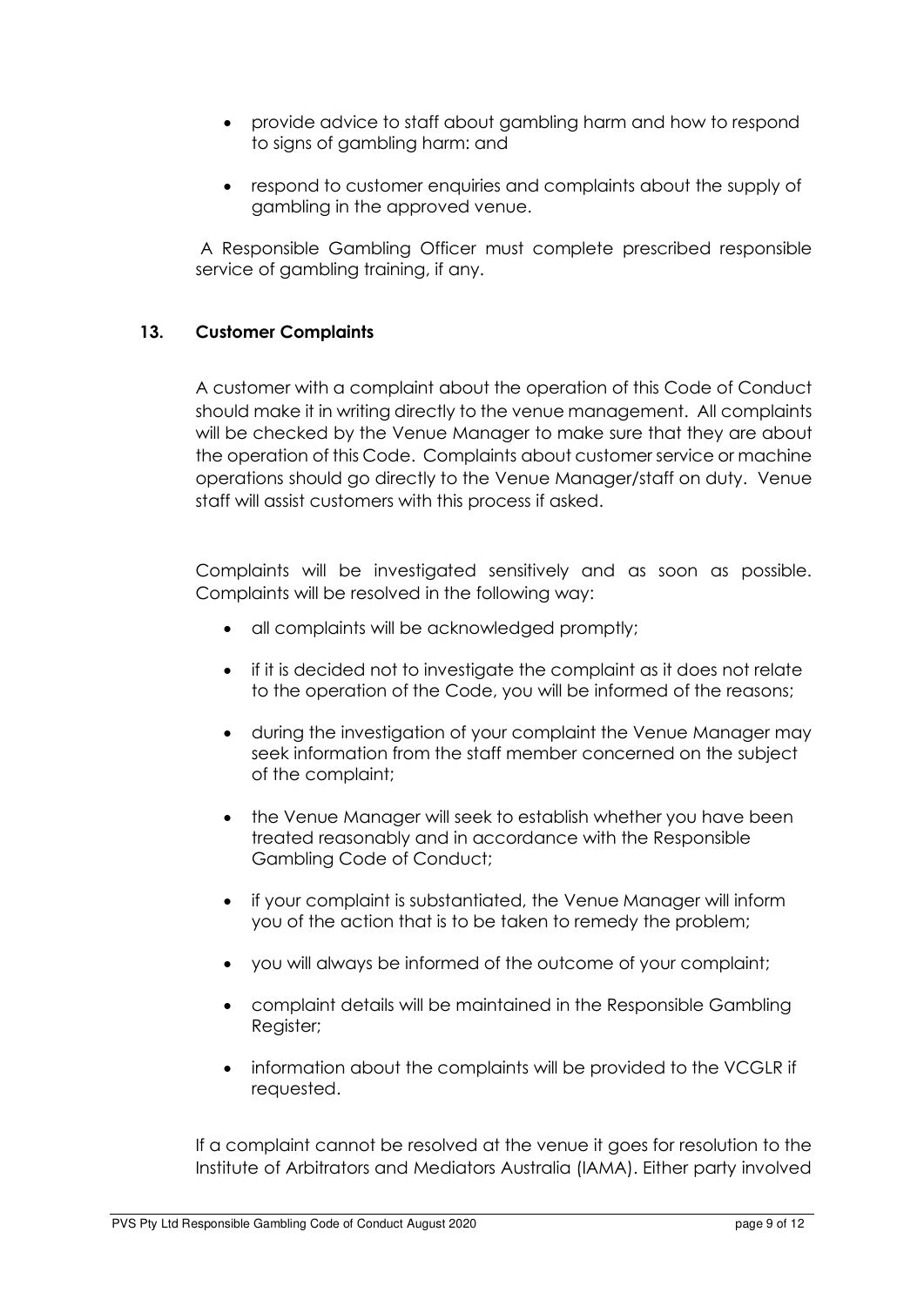- provide advice to staff about gambling harm and how to respond to signs of gambling harm: and
- respond to customer enquiries and complaints about the supply of gambling in the approved venue.

A Responsible Gambling Officer must complete prescribed responsible service of gambling training, if any.

## 13. Customer Complaints

A customer with a complaint about the operation of this Code of Conduct should make it in writing directly to the venue management. All complaints will be checked by the Venue Manager to make sure that they are about the operation of this Code. Complaints about customer service or machine operations should go directly to the Venue Manager/staff on duty. Venue staff will assist customers with this process if asked.

Complaints will be investigated sensitively and as soon as possible. Complaints will be resolved in the following way:

- all complaints will be acknowledged promptly;
- if it is decided not to investigate the complaint as it does not relate to the operation of the Code, you will be informed of the reasons;
- during the investigation of your complaint the Venue Manager may seek information from the staff member concerned on the subject of the complaint;
- the Venue Manager will seek to establish whether you have been treated reasonably and in accordance with the Responsible Gambling Code of Conduct;
- if your complaint is substantiated, the Venue Manager will inform you of the action that is to be taken to remedy the problem;
- you will always be informed of the outcome of your complaint;
- complaint details will be maintained in the Responsible Gambling Register;
- information about the complaints will be provided to the VCGLR if requested.

If a complaint cannot be resolved at the venue it goes for resolution to the Institute of Arbitrators and Mediators Australia (IAMA). Either party involved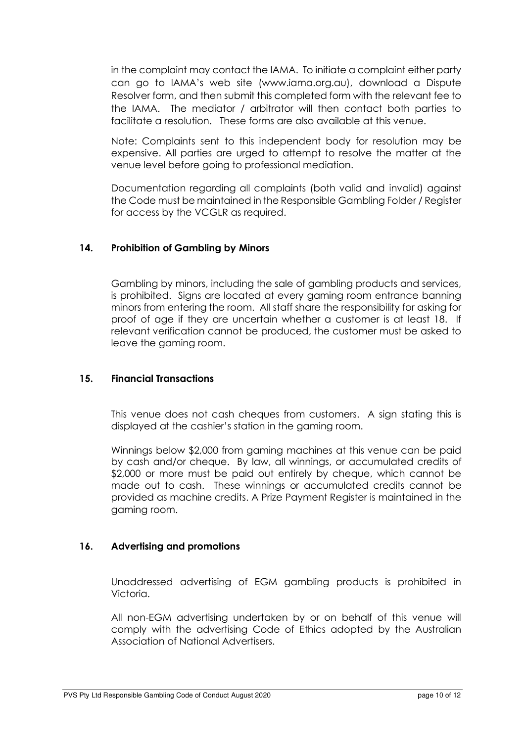in the complaint may contact the IAMA. To initiate a complaint either party can go to IAMA's web site (www.iama.org.au), download a Dispute Resolver form, and then submit this completed form with the relevant fee to the IAMA. The mediator / arbitrator will then contact both parties to facilitate a resolution. These forms are also available at this venue.

Note: Complaints sent to this independent body for resolution may be expensive. All parties are urged to attempt to resolve the matter at the venue level before going to professional mediation.

Documentation regarding all complaints (both valid and invalid) against the Code must be maintained in the Responsible Gambling Folder / Register for access by the VCGLR as required.

## 14. Prohibition of Gambling by Minors

Gambling by minors, including the sale of gambling products and services, is prohibited. Signs are located at every gaming room entrance banning minors from entering the room. All staff share the responsibility for asking for proof of age if they are uncertain whether a customer is at least 18. If relevant verification cannot be produced, the customer must be asked to leave the gaming room.

## 15. Financial Transactions

This venue does not cash cheques from customers. A sign stating this is displayed at the cashier's station in the gaming room.

Winnings below $2,000 from gaming machines at this venue can be paid by cash and/or cheque. By law, all winnings, or accumulated credits of $2,000 or more must be paid out entirely by cheque, which cannot be made out to cash. These winnings or accumulated credits cannot be provided as machine credits. A Prize Payment Register is maintained in the gaming room.

## 16. Advertising and promotions

Unaddressed advertising of EGM gambling products is prohibited in Victoria.

All non-EGM advertising undertaken by or on behalf of this venue will comply with the advertising Code of Ethics adopted by the Australian Association of National Advertisers.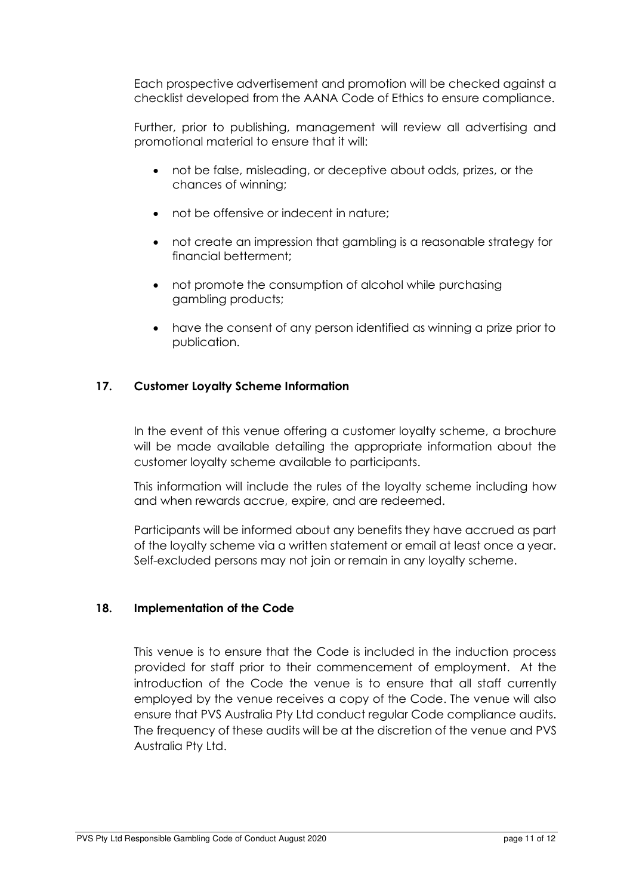Each prospective advertisement and promotion will be checked against a checklist developed from the AANA Code of Ethics to ensure compliance.

Further, prior to publishing, management will review all advertising and promotional material to ensure that it will:

- not be false, misleading, or deceptive about odds, prizes, or the chances of winning;
- not be offensive or indecent in nature;
- not create an impression that gambling is a reasonable strategy for financial betterment;
- not promote the consumption of alcohol while purchasing gambling products;
- have the consent of any person identified as winning a prize prior to publication.

## 17. Customer Loyalty Scheme Information

In the event of this venue offering a customer loyalty scheme, a brochure will be made available detailing the appropriate information about the customer loyalty scheme available to participants.

This information will include the rules of the loyalty scheme including how and when rewards accrue, expire, and are redeemed.

Participants will be informed about any benefits they have accrued as part of the loyalty scheme via a written statement or email at least once a year. Self-excluded persons may not join or remain in any loyalty scheme.

## 18. Implementation of the Code

This venue is to ensure that the Code is included in the induction process provided for staff prior to their commencement of employment. At the introduction of the Code the venue is to ensure that all staff currently employed by the venue receives a copy of the Code. The venue will also ensure that PVS Australia Pty Ltd conduct regular Code compliance audits. The frequency of these audits will be at the discretion of the venue and PVS Australia Pty Ltd.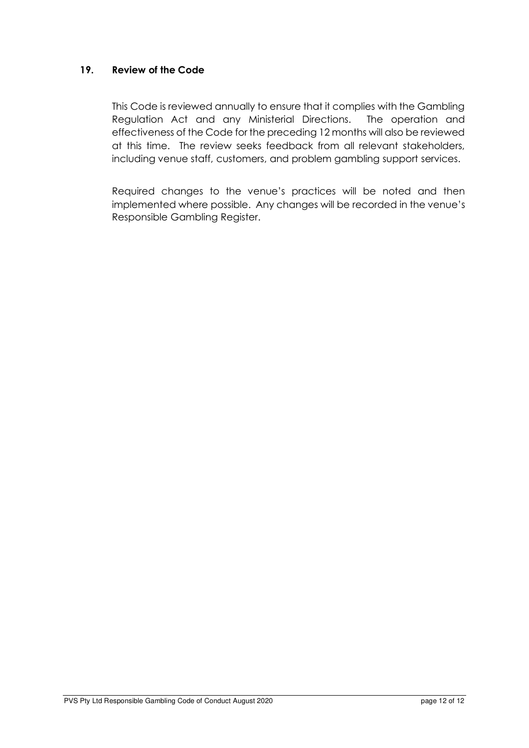## 19. Review of the Code

This Code is reviewed annually to ensure that it complies with the Gambling Regulation Act and any Ministerial Directions. The operation and effectiveness of the Code for the preceding 12 months will also be reviewed at this time. The review seeks feedback from all relevant stakeholders, including venue staff, customers, and problem gambling support services.

Required changes to the venue's practices will be noted and then implemented where possible. Any changes will be recorded in the venue's Responsible Gambling Register.